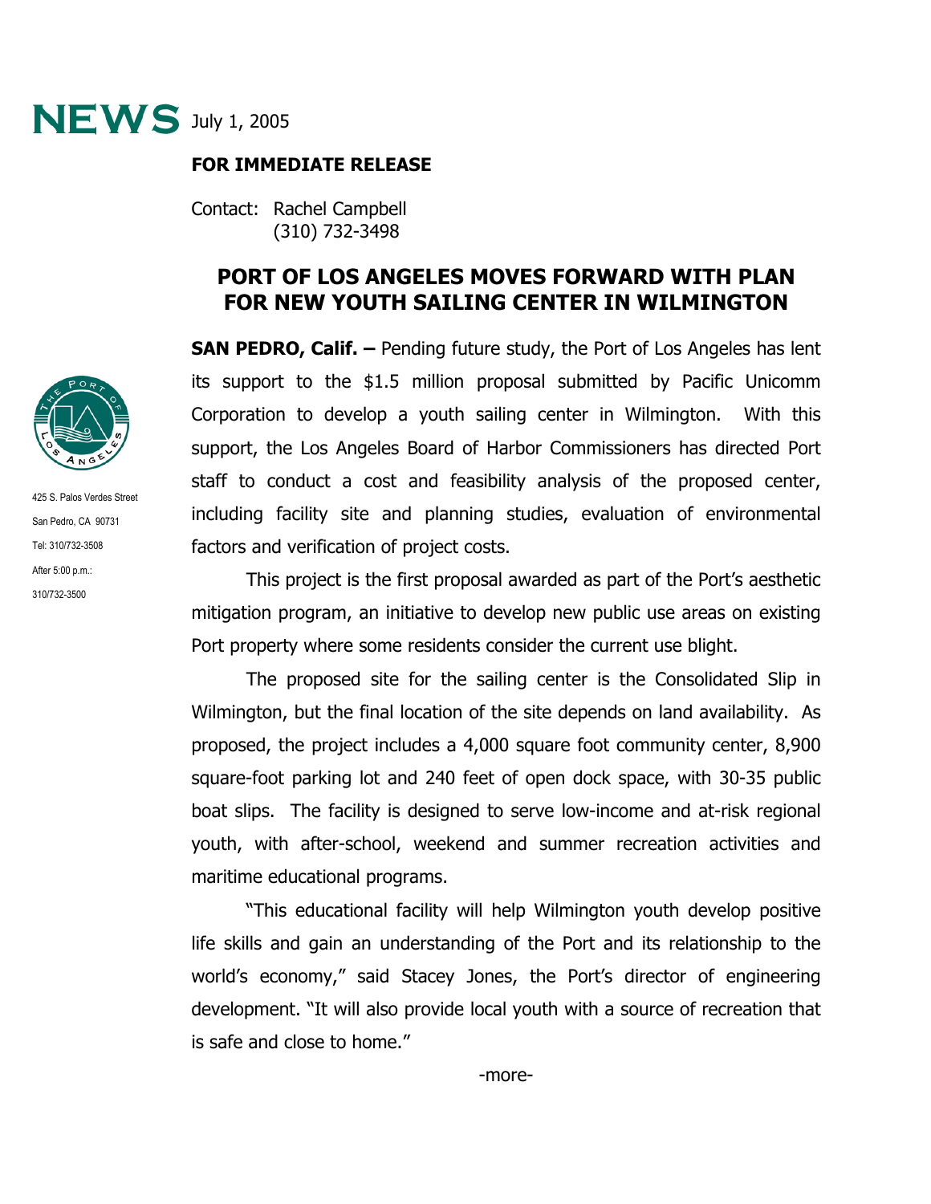**NEWS** July 1, 2005

**FOR IMMEDIATE RELEASE**

Contact: Rachel Campbell
(310) 732-3498

425 S. Palos Verdes Street
San Pedro, CA 90731
Tel: 310/732-3508
After 5:00 p.m.:
310/732-3500

# PORT OF LOS ANGELES MOVES FORWARD WITH PLAN FOR NEW YOUTH SAILING CENTER IN WILMINGTON

**SAN PEDRO, Calif. –** Pending future study, the Port of Los Angeles has lent its support to the $1.5 million proposal submitted by Pacific Unicomm Corporation to develop a youth sailing center in Wilmington. With this support, the Los Angeles Board of Harbor Commissioners has directed Port staff to conduct a cost and feasibility analysis of the proposed center, including facility site and planning studies, evaluation of environmental factors and verification of project costs.

This project is the first proposal awarded as part of the Port's aesthetic mitigation program, an initiative to develop new public use areas on existing Port property where some residents consider the current use blight.

The proposed site for the sailing center is the Consolidated Slip in Wilmington, but the final location of the site depends on land availability. As proposed, the project includes a 4,000 square foot community center, 8,900 square-foot parking lot and 240 feet of open dock space, with 30-35 public boat slips. The facility is designed to serve low-income and at-risk regional youth, with after-school, weekend and summer recreation activities and maritime educational programs.

"This educational facility will help Wilmington youth develop positive life skills and gain an understanding of the Port and its relationship to the world's economy," said Stacey Jones, the Port's director of engineering development. "It will also provide local youth with a source of recreation that is safe and close to home."

-more-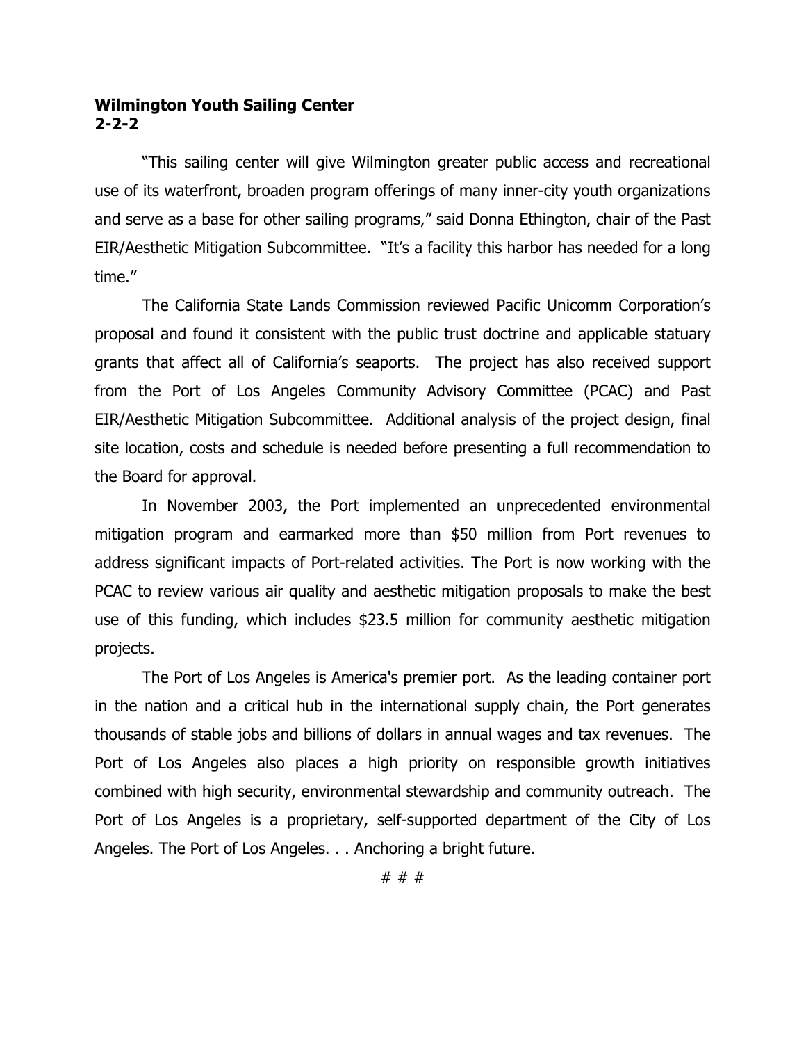"This sailing center will give Wilmington greater public access and recreational use of its waterfront, broaden program offerings of many inner-city youth organizations and serve as a base for other sailing programs," said Donna Ethington, chair of the Past EIR/Aesthetic Mitigation Subcommittee. "It's a facility this harbor has needed for a long time."

The California State Lands Commission reviewed Pacific Unicomm Corporation's proposal and found it consistent with the public trust doctrine and applicable statuary grants that affect all of California's seaports. The project has also received support from the Port of Los Angeles Community Advisory Committee (PCAC) and Past EIR/Aesthetic Mitigation Subcommittee. Additional analysis of the project design, final site location, costs and schedule is needed before presenting a full recommendation to the Board for approval.

In November 2003, the Port implemented an unprecedented environmental mitigation program and earmarked more than $50 million from Port revenues to address significant impacts of Port-related activities. The Port is now working with the PCAC to review various air quality and aesthetic mitigation proposals to make the best use of this funding, which includes $23.5 million for community aesthetic mitigation projects.

The Port of Los Angeles is America's premier port. As the leading container port in the nation and a critical hub in the international supply chain, the Port generates thousands of stable jobs and billions of dollars in annual wages and tax revenues. The Port of Los Angeles also places a high priority on responsible growth initiatives combined with high security, environmental stewardship and community outreach. The Port of Los Angeles is a proprietary, self-supported department of the City of Los Angeles. The Port of Los Angeles. . . Anchoring a bright future.

# # #